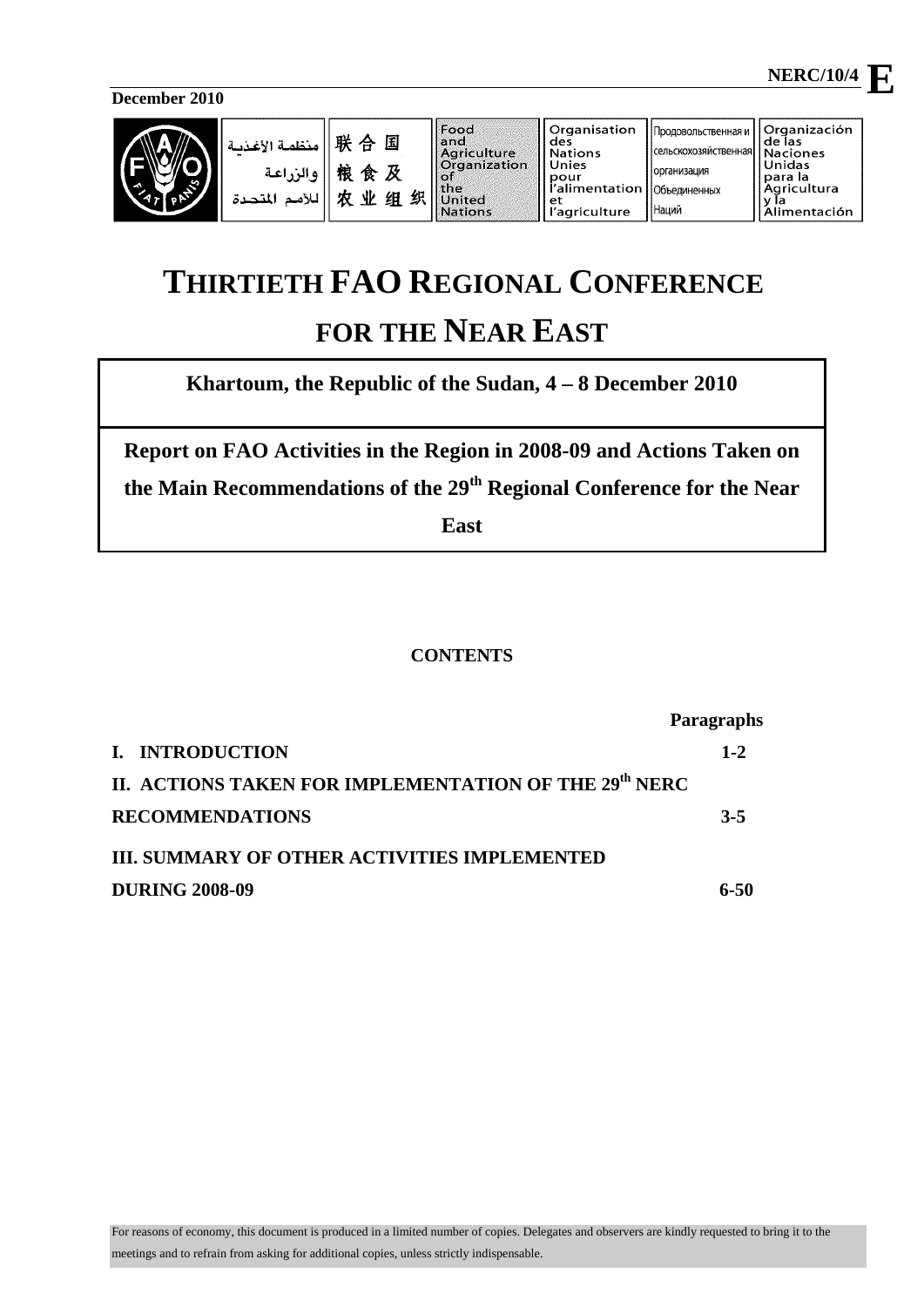December 2010

NERC/10/4 **E**

منظمة الأغذية والزراعة للأمم المتحدة | 联合国粮食及农业组织 | Food and Agriculture Organization of the United Nations | Organisation des Nations Unies pour l'alimentation et l'agriculture | Продовольственная и сельскохозяйственная организация Объединенных Наций | Organización de las Naciones Unidas para la Agricultura y la Alimentación

# THIRTIETH FAO REGIONAL CONFERENCE FOR THE NEAR EAST

**Khartoum, the Republic of the Sudan, 4 – 8 December 2010**

**Report on FAO Activities in the Region in 2008-09 and Actions Taken on the Main Recommendations of the 29th Regional Conference for the Near East**

**CONTENTS**

| | Paragraphs |
|---|---|
| **I. INTRODUCTION** | **1-2** |
| **II. ACTIONS TAKEN FOR IMPLEMENTATION OF THE 29th NERC RECOMMENDATIONS** | **3-5** |
| **III. SUMMARY OF OTHER ACTIVITIES IMPLEMENTED DURING 2008-09** | **6-50** |

For reasons of economy, this document is produced in a limited number of copies. Delegates and observers are kindly requested to bring it to the meetings and to refrain from asking for additional copies, unless strictly indispensable.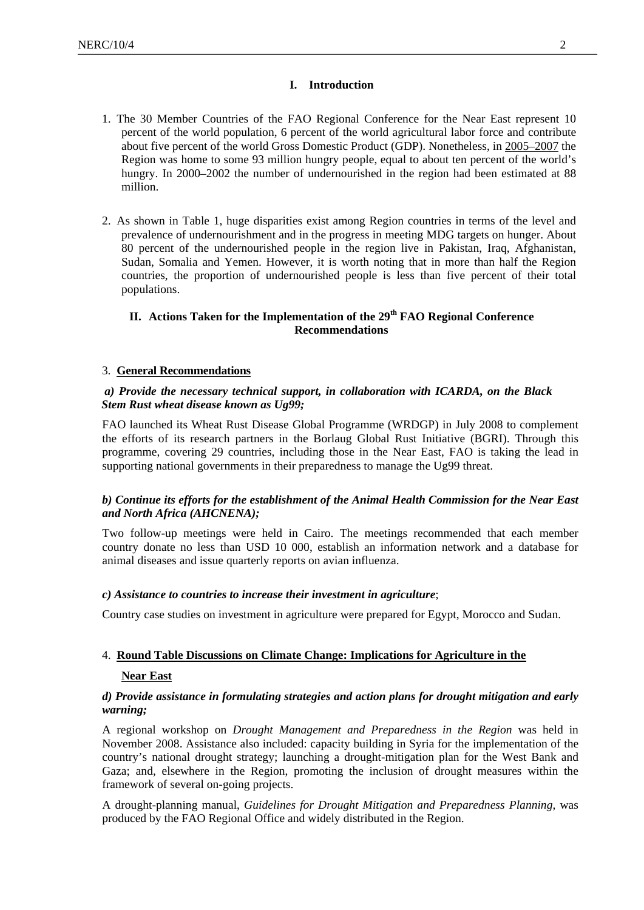## I. Introduction

1. The 30 Member Countries of the FAO Regional Conference for the Near East represent 10 percent of the world population, 6 percent of the world agricultural labor force and contribute about five percent of the world Gross Domestic Product (GDP). Nonetheless, in 2005–2007 the Region was home to some 93 million hungry people, equal to about ten percent of the world's hungry. In 2000–2002 the number of undernourished in the region had been estimated at 88 million.

2. As shown in Table 1, huge disparities exist among Region countries in terms of the level and prevalence of undernourishment and in the progress in meeting MDG targets on hunger. About 80 percent of the undernourished people in the region live in Pakistan, Iraq, Afghanistan, Sudan, Somalia and Yemen. However, it is worth noting that in more than half the Region countries, the proportion of undernourished people is less than five percent of their total populations.

## II. Actions Taken for the Implementation of the 29th FAO Regional Conference Recommendations

3. **General Recommendations**

***a) Provide the necessary technical support, in collaboration with ICARDA, on the Black Stem Rust wheat disease known as Ug99;***

FAO launched its Wheat Rust Disease Global Programme (WRDGP) in July 2008 to complement the efforts of its research partners in the Borlaug Global Rust Initiative (BGRI). Through this programme, covering 29 countries, including those in the Near East, FAO is taking the lead in supporting national governments in their preparedness to manage the Ug99 threat.

***b) Continue its efforts for the establishment of the Animal Health Commission for the Near East and North Africa (AHCNENA);***

Two follow-up meetings were held in Cairo. The meetings recommended that each member country donate no less than USD 10 000, establish an information network and a database for animal diseases and issue quarterly reports on avian influenza.

***c) Assistance to countries to increase their investment in agriculture***;

Country case studies on investment in agriculture were prepared for Egypt, Morocco and Sudan.

4. **Round Table Discussions on Climate Change: Implications for Agriculture in the Near East**

***d) Provide assistance in formulating strategies and action plans for drought mitigation and early warning;***

A regional workshop on *Drought Management and Preparedness in the Region* was held in November 2008. Assistance also included: capacity building in Syria for the implementation of the country's national drought strategy; launching a drought-mitigation plan for the West Bank and Gaza; and, elsewhere in the Region, promoting the inclusion of drought measures within the framework of several on-going projects.

A drought-planning manual, *Guidelines for Drought Mitigation and Preparedness Planning*, was produced by the FAO Regional Office and widely distributed in the Region.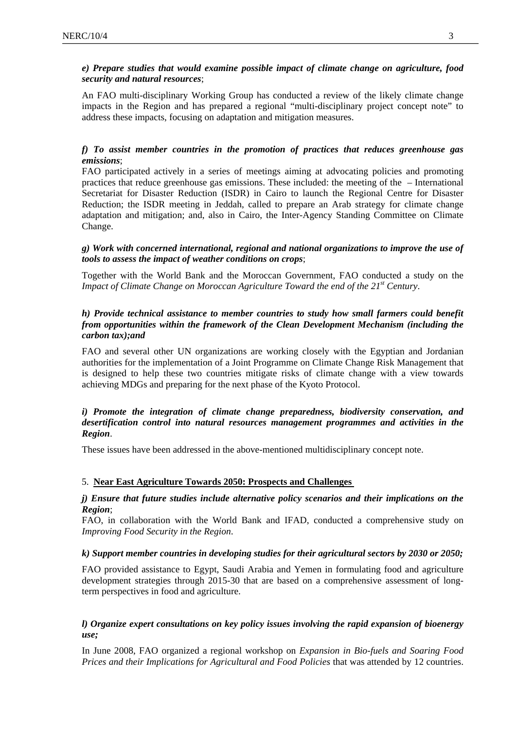***e) Prepare studies that would examine possible impact of climate change on agriculture, food security and natural resources***;

An FAO multi-disciplinary Working Group has conducted a review of the likely climate change impacts in the Region and has prepared a regional "multi-disciplinary project concept note" to address these impacts, focusing on adaptation and mitigation measures.

***f) To assist member countries in the promotion of practices that reduces greenhouse gas emissions***;

FAO participated actively in a series of meetings aiming at advocating policies and promoting practices that reduce greenhouse gas emissions. These included: the meeting of the – International Secretariat for Disaster Reduction (ISDR) in Cairo to launch the Regional Centre for Disaster Reduction; the ISDR meeting in Jeddah, called to prepare an Arab strategy for climate change adaptation and mitigation; and, also in Cairo, the Inter-Agency Standing Committee on Climate Change.

***g) Work with concerned international, regional and national organizations to improve the use of tools to assess the impact of weather conditions on crops***;

Together with the World Bank and the Moroccan Government, FAO conducted a study on the *Impact of Climate Change on Moroccan Agriculture Toward the end of the 21st Century*.

***h) Provide technical assistance to member countries to study how small farmers could benefit from opportunities within the framework of the Clean Development Mechanism (including the carbon tax);and***

FAO and several other UN organizations are working closely with the Egyptian and Jordanian authorities for the implementation of a Joint Programme on Climate Change Risk Management that is designed to help these two countries mitigate risks of climate change with a view towards achieving MDGs and preparing for the next phase of the Kyoto Protocol.

***i) Promote the integration of climate change preparedness, biodiversity conservation, and desertification control into natural resources management programmes and activities in the Region***.

These issues have been addressed in the above-mentioned multidisciplinary concept note.

5. **Near East Agriculture Towards 2050: Prospects and Challenges**

***j) Ensure that future studies include alternative policy scenarios and their implications on the Region***;

FAO, in collaboration with the World Bank and IFAD, conducted a comprehensive study on *Improving Food Security in the Region*.

***k) Support member countries in developing studies for their agricultural sectors by 2030 or 2050;***

FAO provided assistance to Egypt, Saudi Arabia and Yemen in formulating food and agriculture development strategies through 2015-30 that are based on a comprehensive assessment of long-term perspectives in food and agriculture.

***l) Organize expert consultations on key policy issues involving the rapid expansion of bioenergy use;***

In June 2008, FAO organized a regional workshop on *Expansion in Bio-fuels and Soaring Food Prices and their Implications for Agricultural and Food Policies* that was attended by 12 countries.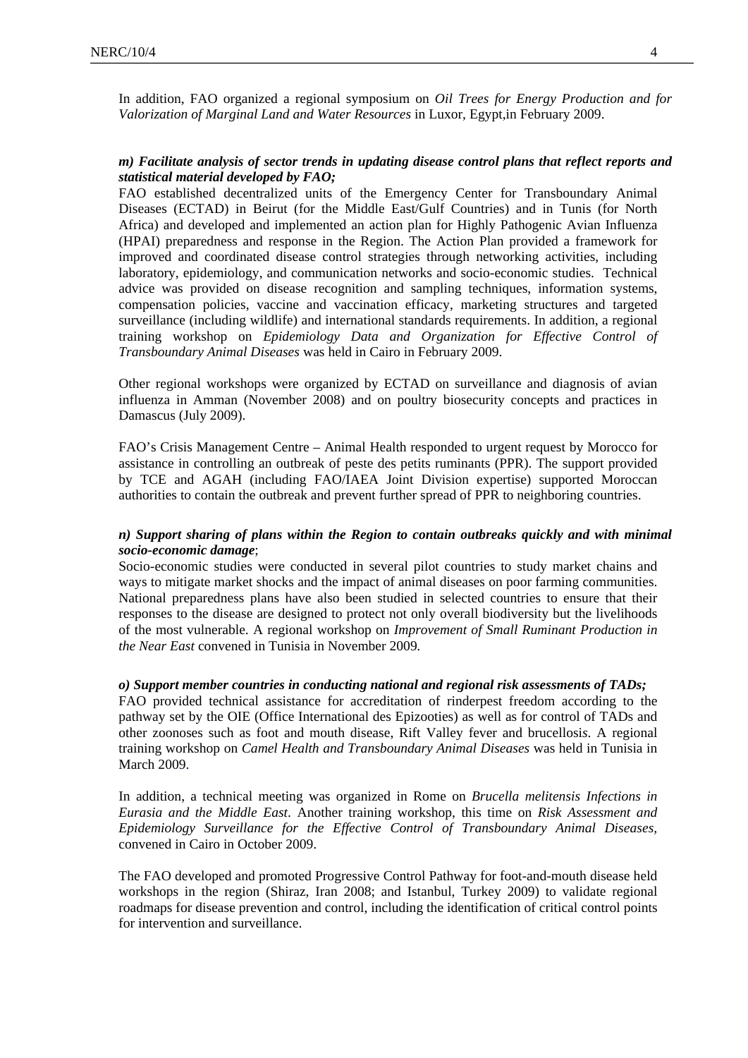In addition, FAO organized a regional symposium on *Oil Trees for Energy Production and for Valorization of Marginal Land and Water Resources* in Luxor, Egypt,in February 2009.

***m) Facilitate analysis of sector trends in updating disease control plans that reflect reports and statistical material developed by FAO;***

FAO established decentralized units of the Emergency Center for Transboundary Animal Diseases (ECTAD) in Beirut (for the Middle East/Gulf Countries) and in Tunis (for North Africa) and developed and implemented an action plan for Highly Pathogenic Avian Influenza (HPAI) preparedness and response in the Region. The Action Plan provided a framework for improved and coordinated disease control strategies through networking activities, including laboratory, epidemiology, and communication networks and socio-economic studies. Technical advice was provided on disease recognition and sampling techniques, information systems, compensation policies, vaccine and vaccination efficacy, marketing structures and targeted surveillance (including wildlife) and international standards requirements. In addition, a regional training workshop on *Epidemiology Data and Organization for Effective Control of Transboundary Animal Diseases* was held in Cairo in February 2009.

Other regional workshops were organized by ECTAD on surveillance and diagnosis of avian influenza in Amman (November 2008) and on poultry biosecurity concepts and practices in Damascus (July 2009).

FAO's Crisis Management Centre – Animal Health responded to urgent request by Morocco for assistance in controlling an outbreak of peste des petits ruminants (PPR). The support provided by TCE and AGAH (including FAO/IAEA Joint Division expertise) supported Moroccan authorities to contain the outbreak and prevent further spread of PPR to neighboring countries.

***n) Support sharing of plans within the Region to contain outbreaks quickly and with minimal socio-economic damage***;

Socio-economic studies were conducted in several pilot countries to study market chains and ways to mitigate market shocks and the impact of animal diseases on poor farming communities. National preparedness plans have also been studied in selected countries to ensure that their responses to the disease are designed to protect not only overall biodiversity but the livelihoods of the most vulnerable. A regional workshop on *Improvement of Small Ruminant Production in the Near East* convened in Tunisia in November 2009*.*

***o) Support member countries in conducting national and regional risk assessments of TADs;***

FAO provided technical assistance for accreditation of rinderpest freedom according to the pathway set by the OIE (Office International des Epizooties) as well as for control of TADs and other zoonoses such as foot and mouth disease, Rift Valley fever and brucellosis. A regional training workshop on *Camel Health and Transboundary Animal Diseases* was held in Tunisia in March 2009.

In addition, a technical meeting was organized in Rome on *Brucella melitensis Infections in Eurasia and the Middle East*. Another training workshop, this time on *Risk Assessment and Epidemiology Surveillance for the Effective Control of Transboundary Animal Diseases,* convened in Cairo in October 2009.

The FAO developed and promoted Progressive Control Pathway for foot-and-mouth disease held workshops in the region (Shiraz, Iran 2008; and Istanbul, Turkey 2009) to validate regional roadmaps for disease prevention and control, including the identification of critical control points for intervention and surveillance.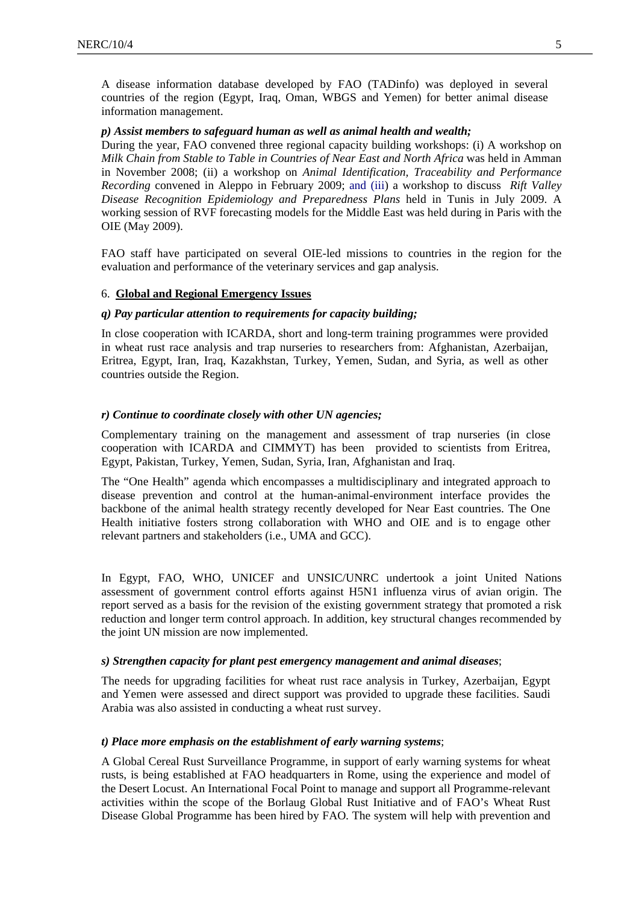A disease information database developed by FAO (TADinfo) was deployed in several countries of the region (Egypt, Iraq, Oman, WBGS and Yemen) for better animal disease information management.

***p) Assist members to safeguard human as well as animal health and wealth;***

During the year, FAO convened three regional capacity building workshops: (i) A workshop on *Milk Chain from Stable to Table in Countries of Near East and North Africa* was held in Amman in November 2008; (ii) a workshop on *Animal Identification, Traceability and Performance Recording* convened in Aleppo in February 2009; and (iii) a workshop to discuss *Rift Valley Disease Recognition Epidemiology and Preparedness Plans* held in Tunis in July 2009. A working session of RVF forecasting models for the Middle East was held during in Paris with the OIE (May 2009).

FAO staff have participated on several OIE-led missions to countries in the region for the evaluation and performance of the veterinary services and gap analysis.

## 6. **Global and Regional Emergency Issues**

***q) Pay particular attention to requirements for capacity building;***

In close cooperation with ICARDA, short and long-term training programmes were provided in wheat rust race analysis and trap nurseries to researchers from: Afghanistan, Azerbaijan, Eritrea, Egypt, Iran, Iraq, Kazakhstan, Turkey, Yemen, Sudan, and Syria, as well as other countries outside the Region.

***r) Continue to coordinate closely with other UN agencies;***

Complementary training on the management and assessment of trap nurseries (in close cooperation with ICARDA and CIMMYT) has been provided to scientists from Eritrea, Egypt, Pakistan, Turkey, Yemen, Sudan, Syria, Iran, Afghanistan and Iraq.

The "One Health" agenda which encompasses a multidisciplinary and integrated approach to disease prevention and control at the human-animal-environment interface provides the backbone of the animal health strategy recently developed for Near East countries. The One Health initiative fosters strong collaboration with WHO and OIE and is to engage other relevant partners and stakeholders (i.e., UMA and GCC).

In Egypt, FAO, WHO, UNICEF and UNSIC/UNRC undertook a joint United Nations assessment of government control efforts against H5N1 influenza virus of avian origin. The report served as a basis for the revision of the existing government strategy that promoted a risk reduction and longer term control approach. In addition, key structural changes recommended by the joint UN mission are now implemented.

***s) Strengthen capacity for plant pest emergency management and animal diseases***;

The needs for upgrading facilities for wheat rust race analysis in Turkey, Azerbaijan, Egypt and Yemen were assessed and direct support was provided to upgrade these facilities. Saudi Arabia was also assisted in conducting a wheat rust survey.

***t) Place more emphasis on the establishment of early warning systems***;

A Global Cereal Rust Surveillance Programme, in support of early warning systems for wheat rusts, is being established at FAO headquarters in Rome, using the experience and model of the Desert Locust. An International Focal Point to manage and support all Programme-relevant activities within the scope of the Borlaug Global Rust Initiative and of FAO's Wheat Rust Disease Global Programme has been hired by FAO. The system will help with prevention and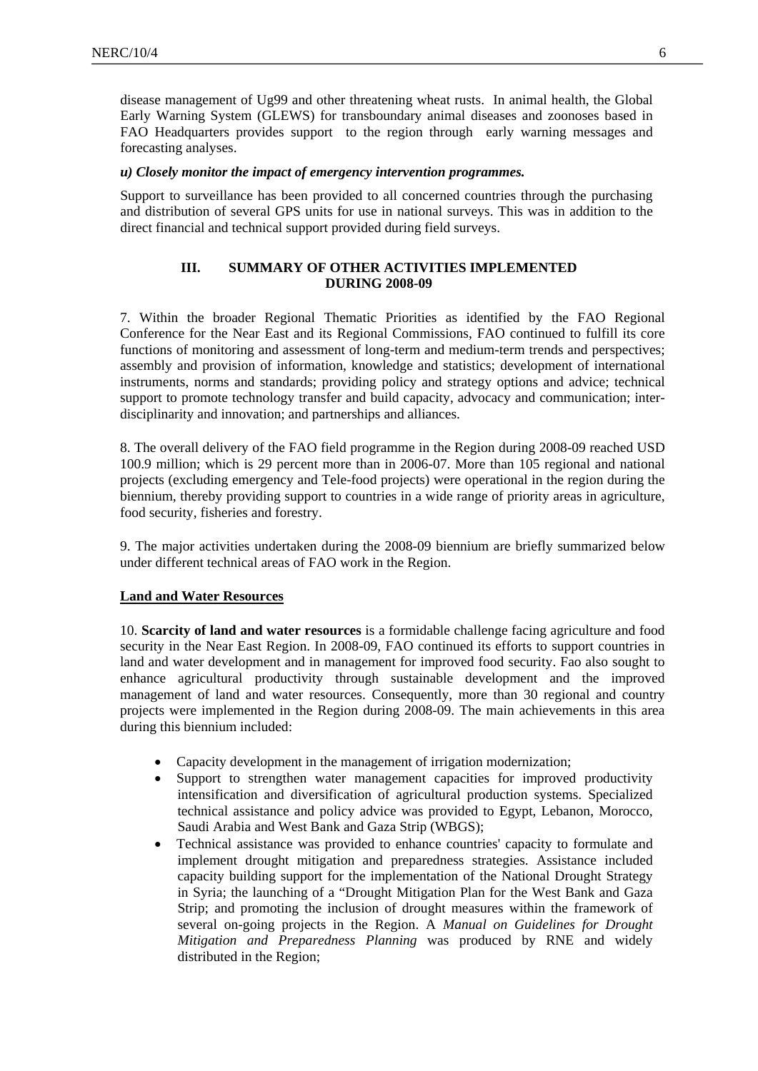disease management of Ug99 and other threatening wheat rusts. In animal health, the Global Early Warning System (GLEWS) for transboundary animal diseases and zoonoses based in FAO Headquarters provides support to the region through early warning messages and forecasting analyses.

***u) Closely monitor the impact of emergency intervention programmes.***

Support to surveillance has been provided to all concerned countries through the purchasing and distribution of several GPS units for use in national surveys. This was in addition to the direct financial and technical support provided during field surveys.

## III. SUMMARY OF OTHER ACTIVITIES IMPLEMENTED DURING 2008-09

7. Within the broader Regional Thematic Priorities as identified by the FAO Regional Conference for the Near East and its Regional Commissions, FAO continued to fulfill its core functions of monitoring and assessment of long-term and medium-term trends and perspectives; assembly and provision of information, knowledge and statistics; development of international instruments, norms and standards; providing policy and strategy options and advice; technical support to promote technology transfer and build capacity, advocacy and communication; inter-disciplinarity and innovation; and partnerships and alliances.

8. The overall delivery of the FAO field programme in the Region during 2008-09 reached USD 100.9 million; which is 29 percent more than in 2006-07. More than 105 regional and national projects (excluding emergency and Tele-food projects) were operational in the region during the biennium, thereby providing support to countries in a wide range of priority areas in agriculture, food security, fisheries and forestry.

9. The major activities undertaken during the 2008-09 biennium are briefly summarized below under different technical areas of FAO work in the Region.

### Land and Water Resources

10. **Scarcity of land and water resources** is a formidable challenge facing agriculture and food security in the Near East Region. In 2008-09, FAO continued its efforts to support countries in land and water development and in management for improved food security. Fao also sought to enhance agricultural productivity through sustainable development and the improved management of land and water resources. Consequently, more than 30 regional and country projects were implemented in the Region during 2008-09. The main achievements in this area during this biennium included:

- Capacity development in the management of irrigation modernization;
- Support to strengthen water management capacities for improved productivity intensification and diversification of agricultural production systems. Specialized technical assistance and policy advice was provided to Egypt, Lebanon, Morocco, Saudi Arabia and West Bank and Gaza Strip (WBGS);
- Technical assistance was provided to enhance countries' capacity to formulate and implement drought mitigation and preparedness strategies. Assistance included capacity building support for the implementation of the National Drought Strategy in Syria; the launching of a "Drought Mitigation Plan for the West Bank and Gaza Strip; and promoting the inclusion of drought measures within the framework of several on-going projects in the Region. A *Manual on Guidelines for Drought Mitigation and Preparedness Planning* was produced by RNE and widely distributed in the Region;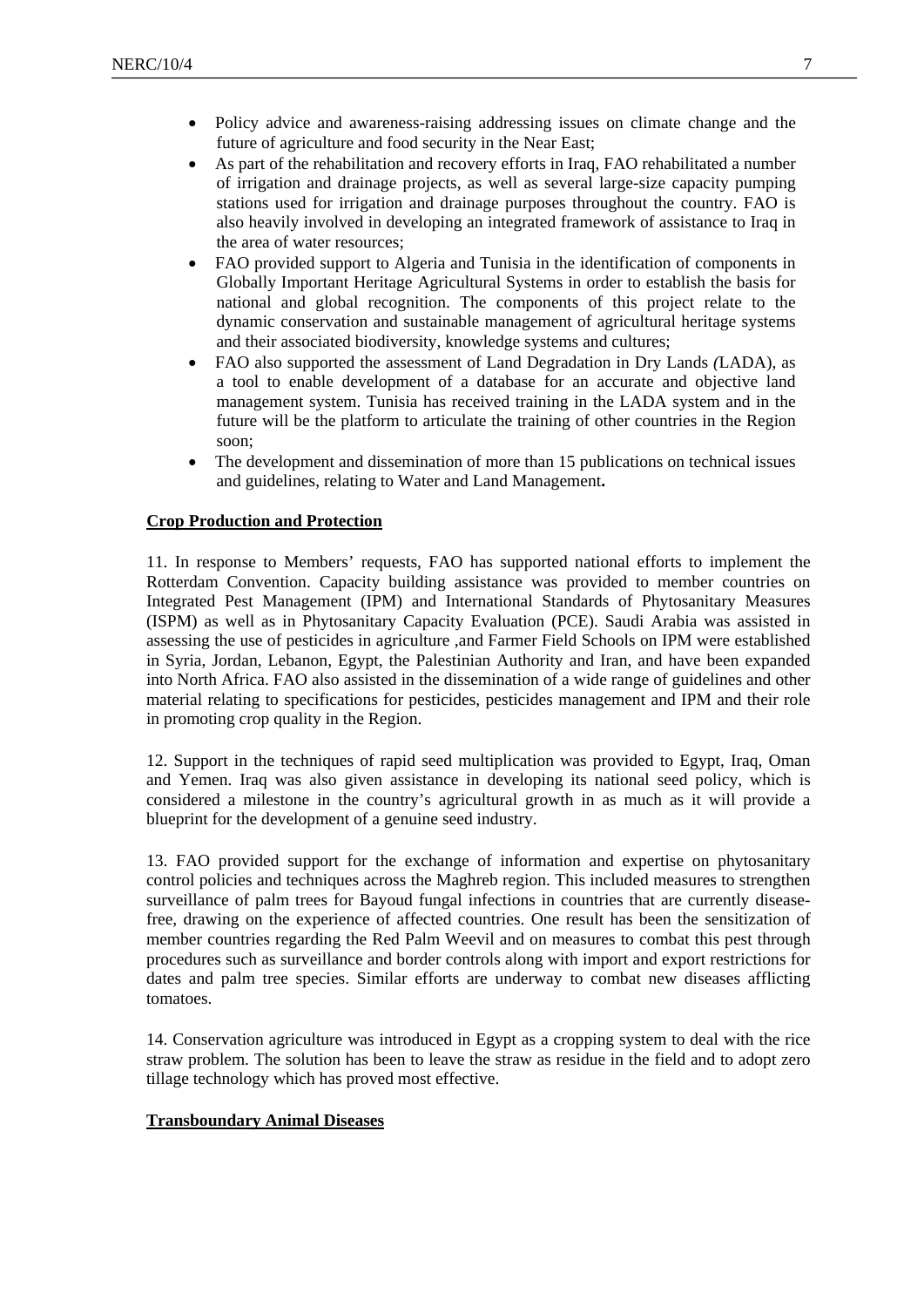- Policy advice and awareness-raising addressing issues on climate change and the future of agriculture and food security in the Near East;
- As part of the rehabilitation and recovery efforts in Iraq, FAO rehabilitated a number of irrigation and drainage projects, as well as several large-size capacity pumping stations used for irrigation and drainage purposes throughout the country. FAO is also heavily involved in developing an integrated framework of assistance to Iraq in the area of water resources;
- FAO provided support to Algeria and Tunisia in the identification of components in Globally Important Heritage Agricultural Systems in order to establish the basis for national and global recognition. The components of this project relate to the dynamic conservation and sustainable management of agricultural heritage systems and their associated biodiversity, knowledge systems and cultures;
- FAO also supported the assessment of Land Degradation in Dry Lands *(*LADA), as a tool to enable development of a database for an accurate and objective land management system. Tunisia has received training in the LADA system and in the future will be the platform to articulate the training of other countries in the Region soon;
- The development and dissemination of more than 15 publications on technical issues and guidelines, relating to Water and Land Management**.**

**<u>Crop Production and Protection</u>**

11. In response to Members' requests, FAO has supported national efforts to implement the Rotterdam Convention. Capacity building assistance was provided to member countries on Integrated Pest Management (IPM) and International Standards of Phytosanitary Measures (ISPM) as well as in Phytosanitary Capacity Evaluation (PCE). Saudi Arabia was assisted in assessing the use of pesticides in agriculture ,and Farmer Field Schools on IPM were established in Syria, Jordan, Lebanon, Egypt, the Palestinian Authority and Iran, and have been expanded into North Africa. FAO also assisted in the dissemination of a wide range of guidelines and other material relating to specifications for pesticides, pesticides management and IPM and their role in promoting crop quality in the Region.

12. Support in the techniques of rapid seed multiplication was provided to Egypt, Iraq, Oman and Yemen. Iraq was also given assistance in developing its national seed policy, which is considered a milestone in the country's agricultural growth in as much as it will provide a blueprint for the development of a genuine seed industry.

13. FAO provided support for the exchange of information and expertise on phytosanitary control policies and techniques across the Maghreb region. This included measures to strengthen surveillance of palm trees for Bayoud fungal infections in countries that are currently disease-free, drawing on the experience of affected countries. One result has been the sensitization of member countries regarding the Red Palm Weevil and on measures to combat this pest through procedures such as surveillance and border controls along with import and export restrictions for dates and palm tree species. Similar efforts are underway to combat new diseases afflicting tomatoes.

14. Conservation agriculture was introduced in Egypt as a cropping system to deal with the rice straw problem. The solution has been to leave the straw as residue in the field and to adopt zero tillage technology which has proved most effective.

**<u>Transboundary Animal Diseases</u>**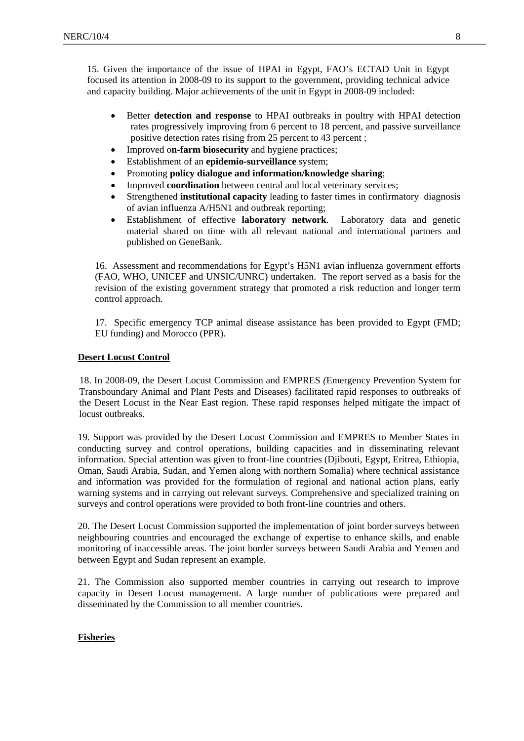15. Given the importance of the issue of HPAI in Egypt, FAO's ECTAD Unit in Egypt focused its attention in 2008-09 to its support to the government, providing technical advice and capacity building. Major achievements of the unit in Egypt in 2008-09 included:

- Better **detection and response** to HPAI outbreaks in poultry with HPAI detection rates progressively improving from 6 percent to 18 percent, and passive surveillance positive detection rates rising from 25 percent to 43 percent ;
- Improved o**n-farm biosecurity** and hygiene practices;
- Establishment of an **epidemio-surveillance** system;
- Promoting **policy dialogue and information/knowledge sharing**;
- Improved **coordination** between central and local veterinary services;
- Strengthened **institutional capacity** leading to faster times in confirmatory diagnosis of avian influenza A/H5N1 and outbreak reporting;
- Establishment of effective **laboratory network**. Laboratory data and genetic material shared on time with all relevant national and international partners and published on GeneBank.

16. Assessment and recommendations for Egypt's H5N1 avian influenza government efforts (FAO, WHO, UNICEF and UNSIC/UNRC) undertaken. The report served as a basis for the revision of the existing government strategy that promoted a risk reduction and longer term control approach.

17. Specific emergency TCP animal disease assistance has been provided to Egypt (FMD; EU funding) and Morocco (PPR).

## Desert Locust Control

18. In 2008-09, the Desert Locust Commission and EMPRES *(*Emergency Prevention System for Transboundary Animal and Plant Pests and Diseases) facilitated rapid responses to outbreaks of the Desert Locust in the Near East region. These rapid responses helped mitigate the impact of locust outbreaks.

19. Support was provided by the Desert Locust Commission and EMPRES to Member States in conducting survey and control operations, building capacities and in disseminating relevant information. Special attention was given to front-line countries (Djibouti, Egypt, Eritrea, Ethiopia, Oman, Saudi Arabia, Sudan, and Yemen along with northern Somalia) where technical assistance and information was provided for the formulation of regional and national action plans, early warning systems and in carrying out relevant surveys. Comprehensive and specialized training on surveys and control operations were provided to both front-line countries and others.

20. The Desert Locust Commission supported the implementation of joint border surveys between neighbouring countries and encouraged the exchange of expertise to enhance skills, and enable monitoring of inaccessible areas. The joint border surveys between Saudi Arabia and Yemen and between Egypt and Sudan represent an example.

21. The Commission also supported member countries in carrying out research to improve capacity in Desert Locust management. A large number of publications were prepared and disseminated by the Commission to all member countries.

## Fisheries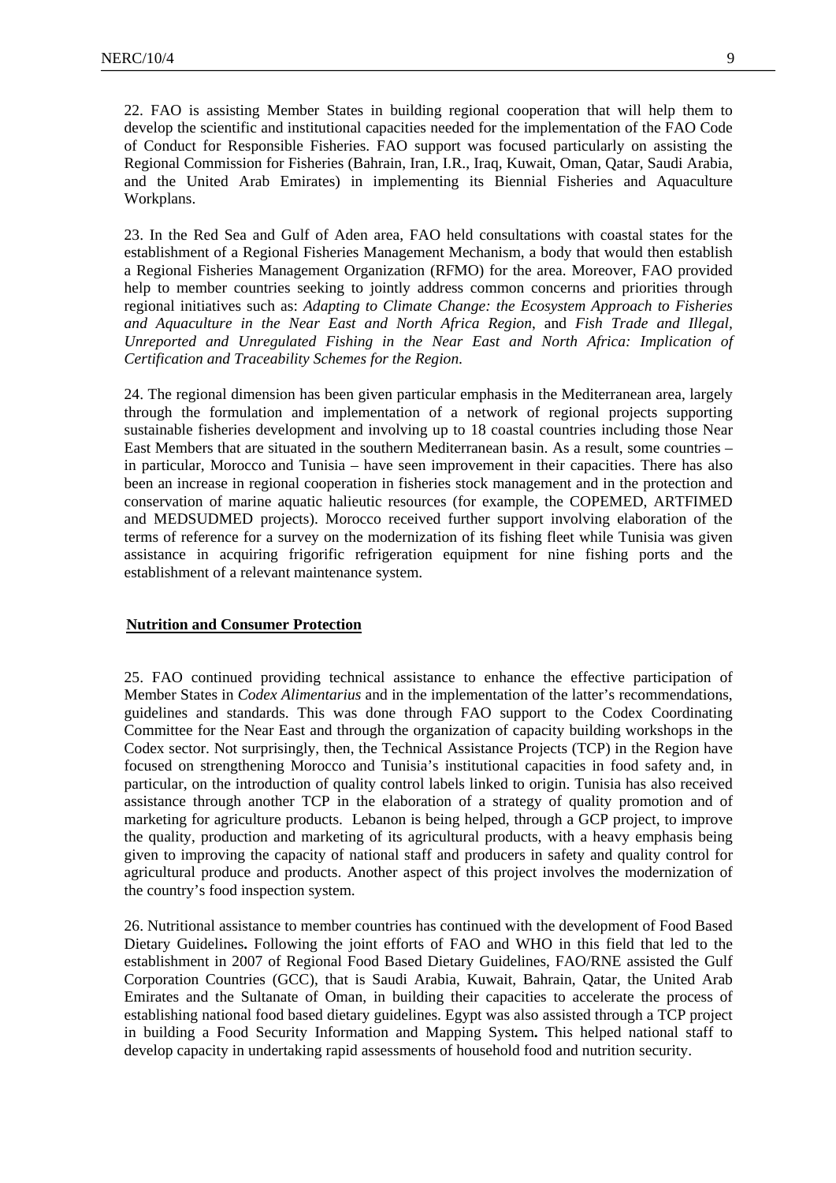22. FAO is assisting Member States in building regional cooperation that will help them to develop the scientific and institutional capacities needed for the implementation of the FAO Code of Conduct for Responsible Fisheries. FAO support was focused particularly on assisting the Regional Commission for Fisheries (Bahrain, Iran, I.R., Iraq, Kuwait, Oman, Qatar, Saudi Arabia, and the United Arab Emirates) in implementing its Biennial Fisheries and Aquaculture Workplans.

23. In the Red Sea and Gulf of Aden area, FAO held consultations with coastal states for the establishment of a Regional Fisheries Management Mechanism, a body that would then establish a Regional Fisheries Management Organization (RFMO) for the area. Moreover, FAO provided help to member countries seeking to jointly address common concerns and priorities through regional initiatives such as: *Adapting to Climate Change: the Ecosystem Approach to Fisheries and Aquaculture in the Near East and North Africa Region*, and *Fish Trade and Illegal, Unreported and Unregulated Fishing in the Near East and North Africa: Implication of Certification and Traceability Schemes for the Region*.

24. The regional dimension has been given particular emphasis in the Mediterranean area, largely through the formulation and implementation of a network of regional projects supporting sustainable fisheries development and involving up to 18 coastal countries including those Near East Members that are situated in the southern Mediterranean basin. As a result, some countries – in particular, Morocco and Tunisia – have seen improvement in their capacities. There has also been an increase in regional cooperation in fisheries stock management and in the protection and conservation of marine aquatic halieutic resources (for example, the COPEMED, ARTFIMED and MEDSUDMED projects). Morocco received further support involving elaboration of the terms of reference for a survey on the modernization of its fishing fleet while Tunisia was given assistance in acquiring frigorific refrigeration equipment for nine fishing ports and the establishment of a relevant maintenance system.

**Nutrition and Consumer Protection**

25. FAO continued providing technical assistance to enhance the effective participation of Member States in *Codex Alimentarius* and in the implementation of the latter's recommendations, guidelines and standards. This was done through FAO support to the Codex Coordinating Committee for the Near East and through the organization of capacity building workshops in the Codex sector. Not surprisingly, then, the Technical Assistance Projects (TCP) in the Region have focused on strengthening Morocco and Tunisia's institutional capacities in food safety and, in particular, on the introduction of quality control labels linked to origin. Tunisia has also received assistance through another TCP in the elaboration of a strategy of quality promotion and of marketing for agriculture products. Lebanon is being helped, through a GCP project, to improve the quality, production and marketing of its agricultural products, with a heavy emphasis being given to improving the capacity of national staff and producers in safety and quality control for agricultural produce and products. Another aspect of this project involves the modernization of the country's food inspection system.

26. Nutritional assistance to member countries has continued with the development of Food Based Dietary Guidelines**.** Following the joint efforts of FAO and WHO in this field that led to the establishment in 2007 of Regional Food Based Dietary Guidelines, FAO/RNE assisted the Gulf Corporation Countries (GCC), that is Saudi Arabia, Kuwait, Bahrain, Qatar, the United Arab Emirates and the Sultanate of Oman, in building their capacities to accelerate the process of establishing national food based dietary guidelines. Egypt was also assisted through a TCP project in building a Food Security Information and Mapping System**.** This helped national staff to develop capacity in undertaking rapid assessments of household food and nutrition security.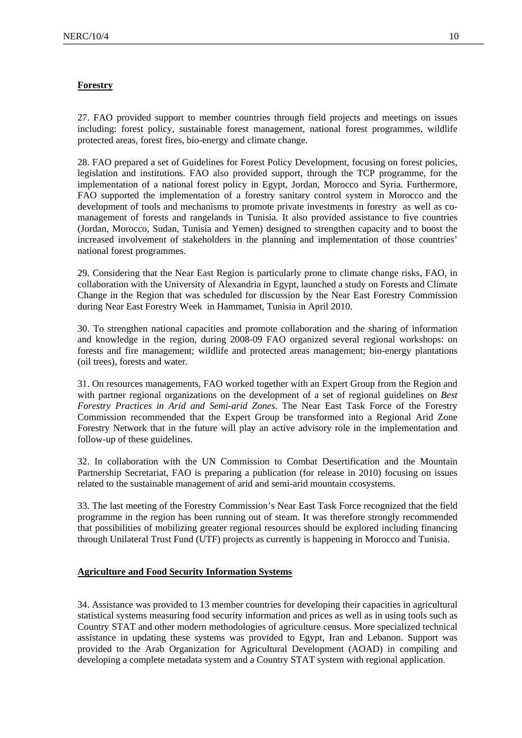**Forestry**

27. FAO provided support to member countries through field projects and meetings on issues including: forest policy, sustainable forest management, national forest programmes, wildlife protected areas, forest fires, bio-energy and climate change.

28. FAO prepared a set of Guidelines for Forest Policy Development, focusing on forest policies, legislation and institutions. FAO also provided support, through the TCP programme, for the implementation of a national forest policy in Egypt, Jordan, Morocco and Syria. Furthermore, FAO supported the implementation of a forestry sanitary control system in Morocco and the development of tools and mechanisms to promote private investments in forestry as well as co-management of forests and rangelands in Tunisia. It also provided assistance to five countries (Jordan, Morocco, Sudan, Tunisia and Yemen) designed to strengthen capacity and to boost the increased involvement of stakeholders in the planning and implementation of those countries' national forest programmes.

29. Considering that the Near East Region is particularly prone to climate change risks, FAO, in collaboration with the University of Alexandria in Egypt, launched a study on Forests and Climate Change in the Region that was scheduled for discussion by the Near East Forestry Commission during Near East Forestry Week in Hammamet, Tunisia in April 2010.

30. To strengthen national capacities and promote collaboration and the sharing of information and knowledge in the region, during 2008-09 FAO organized several regional workshops: on forests and fire management; wildlife and protected areas management; bio-energy plantations (oil trees), forests and water.

31. On resources managements, FAO worked together with an Expert Group from the Region and with partner regional organizations on the development of a set of regional guidelines on *Best Forestry Practices in Arid and Semi-arid Zones*. The Near East Task Force of the Forestry Commission recommended that the Expert Group be transformed into a Regional Arid Zone Forestry Network that in the future will play an active advisory role in the implementation and follow-up of these guidelines.

32. In collaboration with the UN Commission to Combat Desertification and the Mountain Partnership Secretariat, FAO is preparing a publication (for release in 2010) focusing on issues related to the sustainable management of arid and semi-arid mountain ccosystems.

33. The last meeting of the Forestry Commission's Near East Task Force recognized that the field programme in the region has been running out of steam. It was therefore strongly recommended that possibilities of mobilizing greater regional resources should be explored including financing through Unilateral Trust Fund (UTF) projects as currently is happening in Morocco and Tunisia.

**Agriculture and Food Security Information Systems**

34. Assistance was provided to 13 member countries for developing their capacities in agricultural statistical systems measuring food security information and prices as well as in using tools such as Country STAT and other modern methodologies of agriculture census. More specialized technical assistance in updating these systems was provided to Egypt, Iran and Lebanon. Support was provided to the Arab Organization for Agricultural Development (AOAD) in compiling and developing a complete metadata system and a Country STAT system with regional application.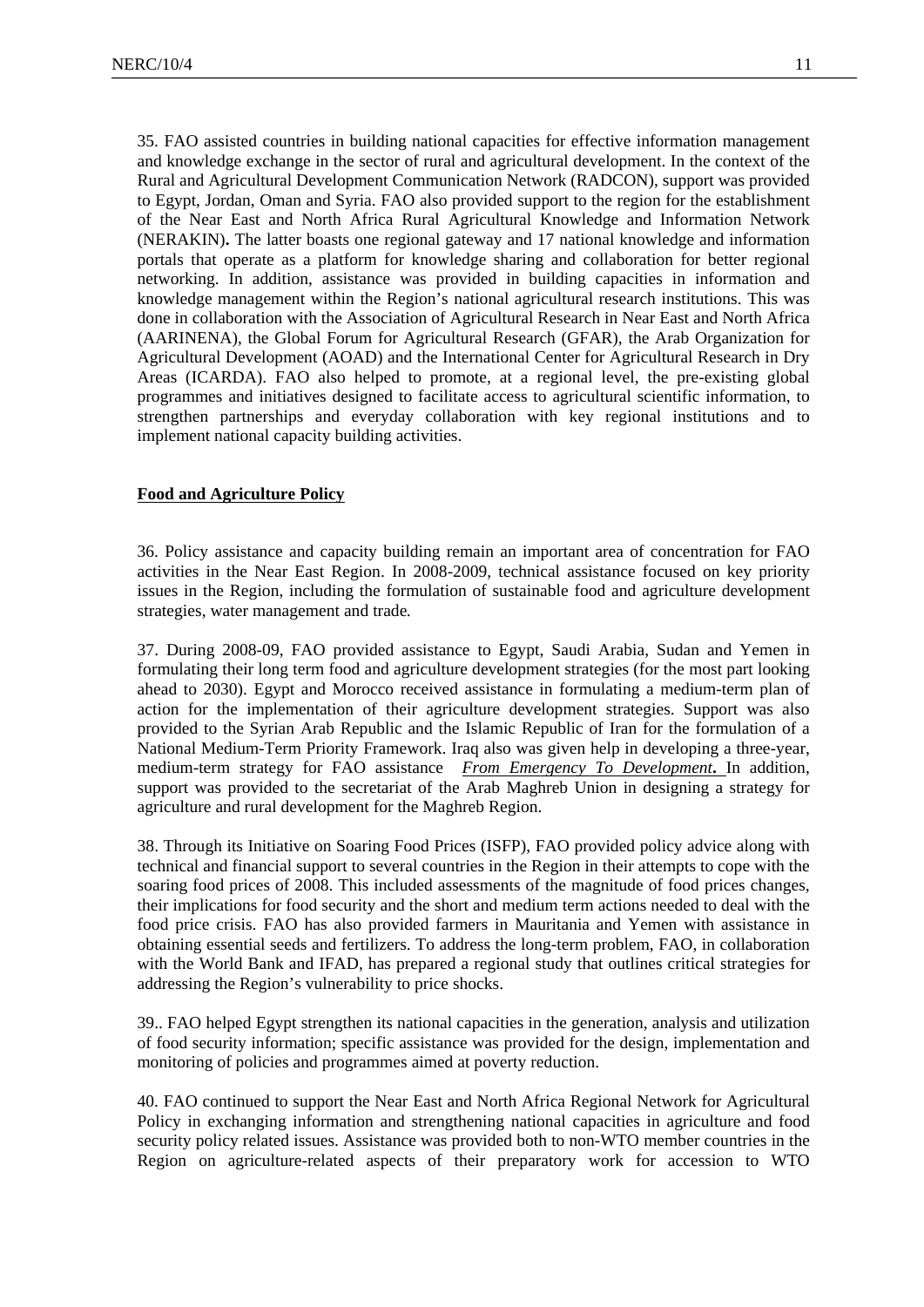35. FAO assisted countries in building national capacities for effective information management and knowledge exchange in the sector of rural and agricultural development. In the context of the Rural and Agricultural Development Communication Network (RADCON), support was provided to Egypt, Jordan, Oman and Syria. FAO also provided support to the region for the establishment of the Near East and North Africa Rural Agricultural Knowledge and Information Network (NERAKIN)**.** The latter boasts one regional gateway and 17 national knowledge and information portals that operate as a platform for knowledge sharing and collaboration for better regional networking. In addition, assistance was provided in building capacities in information and knowledge management within the Region's national agricultural research institutions. This was done in collaboration with the Association of Agricultural Research in Near East and North Africa (AARINENA), the Global Forum for Agricultural Research (GFAR), the Arab Organization for Agricultural Development (AOAD) and the International Center for Agricultural Research in Dry Areas (ICARDA). FAO also helped to promote, at a regional level, the pre-existing global programmes and initiatives designed to facilitate access to agricultural scientific information, to strengthen partnerships and everyday collaboration with key regional institutions and to implement national capacity building activities.

**Food and Agriculture Policy**

36. Policy assistance and capacity building remain an important area of concentration for FAO activities in the Near East Region. In 2008-2009, technical assistance focused on key priority issues in the Region, including the formulation of sustainable food and agriculture development strategies, water management and trade*.*

37. During 2008-09, FAO provided assistance to Egypt, Saudi Arabia, Sudan and Yemen in formulating their long term food and agriculture development strategies (for the most part looking ahead to 2030). Egypt and Morocco received assistance in formulating a medium-term plan of action for the implementation of their agriculture development strategies. Support was also provided to the Syrian Arab Republic and the Islamic Republic of Iran for the formulation of a National Medium-Term Priority Framework. Iraq also was given help in developing a three-year, medium-term strategy for FAO assistance ***From Emergency To Development*****.** In addition, support was provided to the secretariat of the Arab Maghreb Union in designing a strategy for agriculture and rural development for the Maghreb Region.

38. Through its Initiative on Soaring Food Prices (ISFP), FAO provided policy advice along with technical and financial support to several countries in the Region in their attempts to cope with the soaring food prices of 2008. This included assessments of the magnitude of food prices changes, their implications for food security and the short and medium term actions needed to deal with the food price crisis. FAO has also provided farmers in Mauritania and Yemen with assistance in obtaining essential seeds and fertilizers. To address the long-term problem, FAO, in collaboration with the World Bank and IFAD, has prepared a regional study that outlines critical strategies for addressing the Region's vulnerability to price shocks.

39.. FAO helped Egypt strengthen its national capacities in the generation, analysis and utilization of food security information; specific assistance was provided for the design, implementation and monitoring of policies and programmes aimed at poverty reduction.

40. FAO continued to support the Near East and North Africa Regional Network for Agricultural Policy in exchanging information and strengthening national capacities in agriculture and food security policy related issues. Assistance was provided both to non-WTO member countries in the Region on agriculture-related aspects of their preparatory work for accession to WTO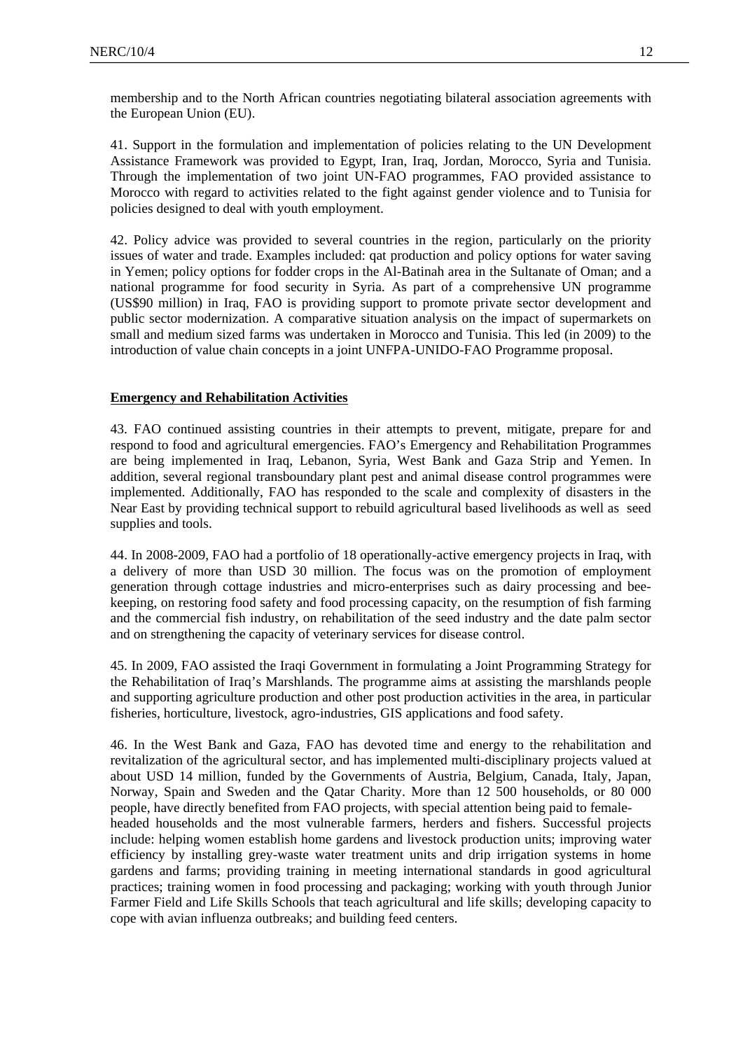membership and to the North African countries negotiating bilateral association agreements with the European Union (EU).

41. Support in the formulation and implementation of policies relating to the UN Development Assistance Framework was provided to Egypt, Iran, Iraq, Jordan, Morocco, Syria and Tunisia. Through the implementation of two joint UN-FAO programmes, FAO provided assistance to Morocco with regard to activities related to the fight against gender violence and to Tunisia for policies designed to deal with youth employment.

42. Policy advice was provided to several countries in the region, particularly on the priority issues of water and trade. Examples included: qat production and policy options for water saving in Yemen; policy options for fodder crops in the Al-Batinah area in the Sultanate of Oman; and a national programme for food security in Syria. As part of a comprehensive UN programme (US$90 million) in Iraq, FAO is providing support to promote private sector development and public sector modernization. A comparative situation analysis on the impact of supermarkets on small and medium sized farms was undertaken in Morocco and Tunisia. This led (in 2009) to the introduction of value chain concepts in a joint UNFPA-UNIDO-FAO Programme proposal.

**Emergency and Rehabilitation Activities**

43. FAO continued assisting countries in their attempts to prevent, mitigate, prepare for and respond to food and agricultural emergencies. FAO's Emergency and Rehabilitation Programmes are being implemented in Iraq, Lebanon, Syria, West Bank and Gaza Strip and Yemen. In addition, several regional transboundary plant pest and animal disease control programmes were implemented. Additionally, FAO has responded to the scale and complexity of disasters in the Near East by providing technical support to rebuild agricultural based livelihoods as well as seed supplies and tools.

44. In 2008-2009, FAO had a portfolio of 18 operationally-active emergency projects in Iraq, with a delivery of more than USD 30 million. The focus was on the promotion of employment generation through cottage industries and micro-enterprises such as dairy processing and bee-keeping, on restoring food safety and food processing capacity, on the resumption of fish farming and the commercial fish industry, on rehabilitation of the seed industry and the date palm sector and on strengthening the capacity of veterinary services for disease control.

45. In 2009, FAO assisted the Iraqi Government in formulating a Joint Programming Strategy for the Rehabilitation of Iraq's Marshlands. The programme aims at assisting the marshlands people and supporting agriculture production and other post production activities in the area, in particular fisheries, horticulture, livestock, agro-industries, GIS applications and food safety.

46. In the West Bank and Gaza, FAO has devoted time and energy to the rehabilitation and revitalization of the agricultural sector, and has implemented multi-disciplinary projects valued at about USD 14 million, funded by the Governments of Austria, Belgium, Canada, Italy, Japan, Norway, Spain and Sweden and the Qatar Charity. More than 12 500 households, or 80 000 people, have directly benefited from FAO projects, with special attention being paid to female-headed households and the most vulnerable farmers, herders and fishers. Successful projects include: helping women establish home gardens and livestock production units; improving water efficiency by installing grey-waste water treatment units and drip irrigation systems in home gardens and farms; providing training in meeting international standards in good agricultural practices; training women in food processing and packaging; working with youth through Junior Farmer Field and Life Skills Schools that teach agricultural and life skills; developing capacity to cope with avian influenza outbreaks; and building feed centers.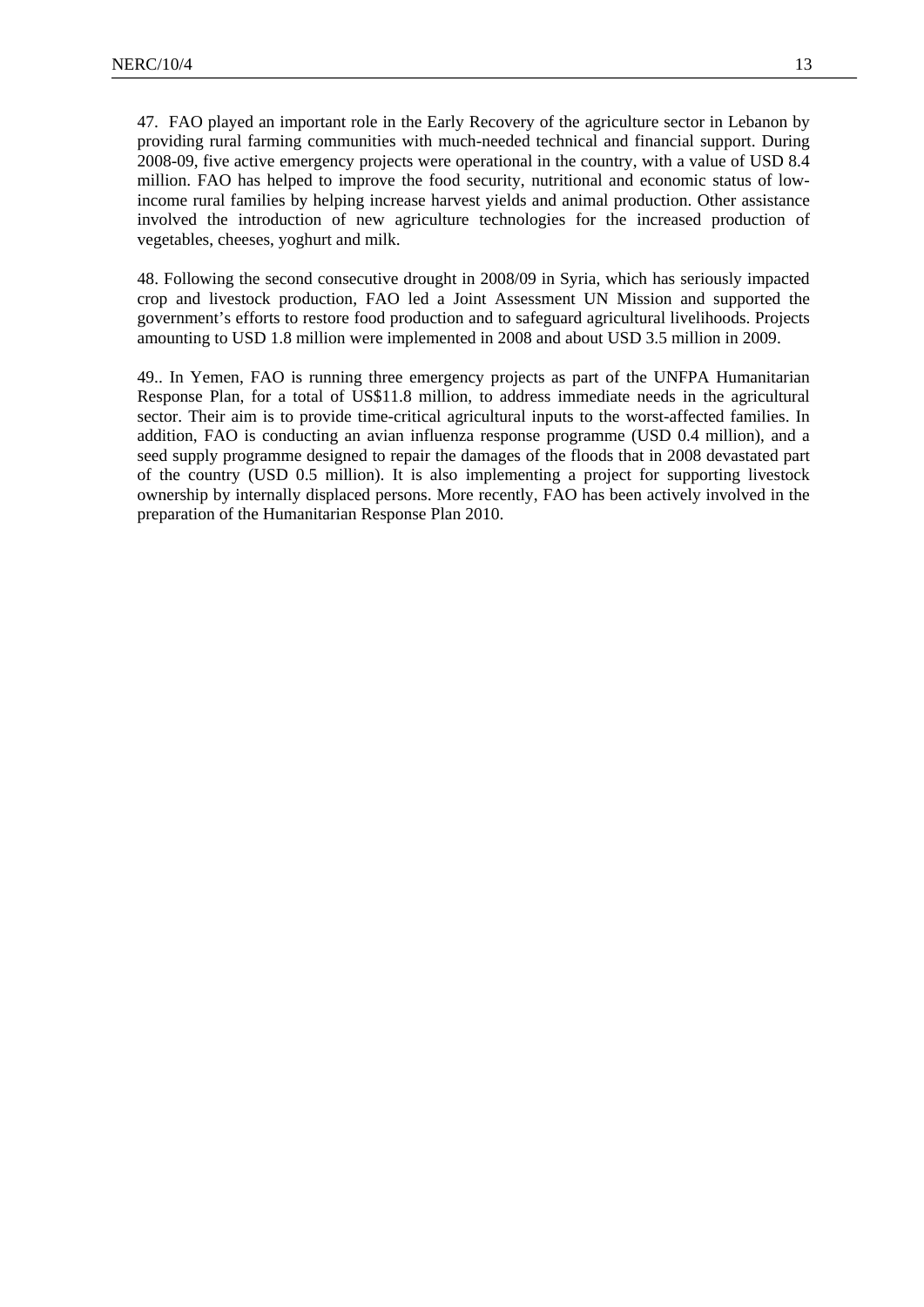47. FAO played an important role in the Early Recovery of the agriculture sector in Lebanon by providing rural farming communities with much-needed technical and financial support. During 2008-09, five active emergency projects were operational in the country, with a value of USD 8.4 million. FAO has helped to improve the food security, nutritional and economic status of low-income rural families by helping increase harvest yields and animal production. Other assistance involved the introduction of new agriculture technologies for the increased production of vegetables, cheeses, yoghurt and milk.

48. Following the second consecutive drought in 2008/09 in Syria, which has seriously impacted crop and livestock production, FAO led a Joint Assessment UN Mission and supported the government's efforts to restore food production and to safeguard agricultural livelihoods. Projects amounting to USD 1.8 million were implemented in 2008 and about USD 3.5 million in 2009.

49.. In Yemen, FAO is running three emergency projects as part of the UNFPA Humanitarian Response Plan, for a total of US$11.8 million, to address immediate needs in the agricultural sector. Their aim is to provide time-critical agricultural inputs to the worst-affected families. In addition, FAO is conducting an avian influenza response programme (USD 0.4 million), and a seed supply programme designed to repair the damages of the floods that in 2008 devastated part of the country (USD 0.5 million). It is also implementing a project for supporting livestock ownership by internally displaced persons. More recently, FAO has been actively involved in the preparation of the Humanitarian Response Plan 2010.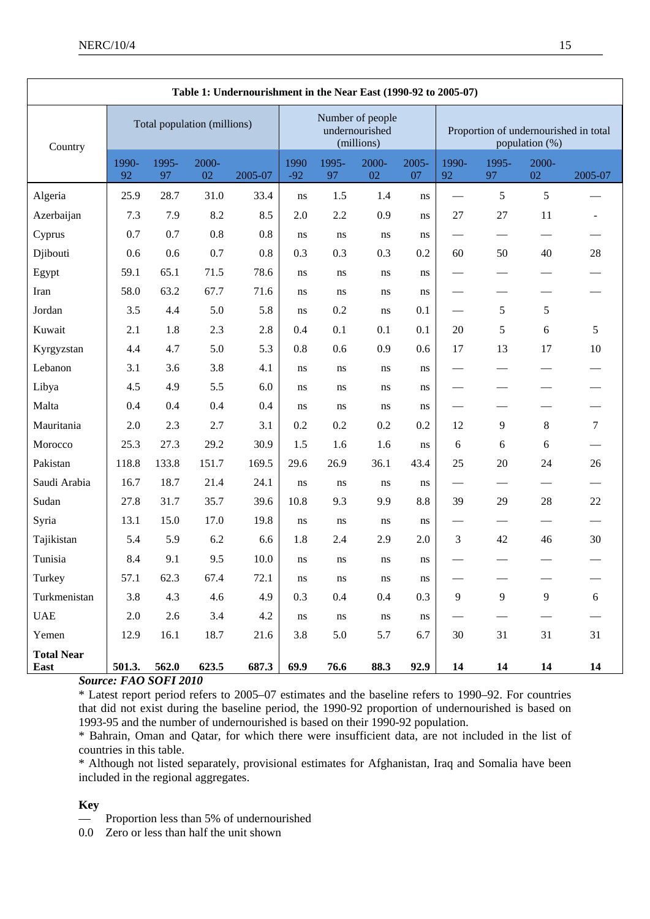**Table 1: Undernourishment in the Near East (1990-92 to 2005-07)**

| Country | Total population (millions) | | | | Number of people undernourished (millions) | | | | Proportion of undernourished in total population (%) | | | |
|---|---|---|---|---|---|---|---|---|---|---|---|---|
| | 1990-92 | 1995-97 | 2000-02 | 2005-07 | 1990-92 | 1995-97 | 2000-02 | 2005-07 | 1990-92 | 1995-97 | 2000-02 | 2005-07 |
| Algeria | 25.9 | 28.7 | 31.0 | 33.4 | ns | 1.5 | 1.4 | ns | — | 5 | 5 | — |
| Azerbaijan | 7.3 | 7.9 | 8.2 | 8.5 | 2.0 | 2.2 | 0.9 | ns | 27 | 27 | 11 | - |
| Cyprus | 0.7 | 0.7 | 0.8 | 0.8 | ns | ns | ns | ns | — | — | — | — |
| Djibouti | 0.6 | 0.6 | 0.7 | 0.8 | 0.3 | 0.3 | 0.3 | 0.2 | 60 | 50 | 40 | 28 |
| Egypt | 59.1 | 65.1 | 71.5 | 78.6 | ns | ns | ns | ns | — | — | — | — |
| Iran | 58.0 | 63.2 | 67.7 | 71.6 | ns | ns | ns | ns | — | — | — | — |
| Jordan | 3.5 | 4.4 | 5.0 | 5.8 | ns | 0.2 | ns | 0.1 | — | 5 | 5 | |
| Kuwait | 2.1 | 1.8 | 2.3 | 2.8 | 0.4 | 0.1 | 0.1 | 0.1 | 20 | 5 | 6 | 5 |
| Kyrgyzstan | 4.4 | 4.7 | 5.0 | 5.3 | 0.8 | 0.6 | 0.9 | 0.6 | 17 | 13 | 17 | 10 |
| Lebanon | 3.1 | 3.6 | 3.8 | 4.1 | ns | ns | ns | ns | — | — | — | — |
| Libya | 4.5 | 4.9 | 5.5 | 6.0 | ns | ns | ns | ns | — | — | — | — |
| Malta | 0.4 | 0.4 | 0.4 | 0.4 | ns | ns | ns | ns | — | — | — | — |
| Mauritania | 2.0 | 2.3 | 2.7 | 3.1 | 0.2 | 0.2 | 0.2 | 0.2 | 12 | 9 | 8 | 7 |
| Morocco | 25.3 | 27.3 | 29.2 | 30.9 | 1.5 | 1.6 | 1.6 | ns | 6 | 6 | 6 | — |
| Pakistan | 118.8 | 133.8 | 151.7 | 169.5 | 29.6 | 26.9 | 36.1 | 43.4 | 25 | 20 | 24 | 26 |
| Saudi Arabia | 16.7 | 18.7 | 21.4 | 24.1 | ns | ns | ns | ns | — | — | — | — |
| Sudan | 27.8 | 31.7 | 35.7 | 39.6 | 10.8 | 9.3 | 9.9 | 8.8 | 39 | 29 | 28 | 22 |
| Syria | 13.1 | 15.0 | 17.0 | 19.8 | ns | ns | ns | ns | — | — | — | — |
| Tajikistan | 5.4 | 5.9 | 6.2 | 6.6 | 1.8 | 2.4 | 2.9 | 2.0 | 3 | 42 | 46 | 30 |
| Tunisia | 8.4 | 9.1 | 9.5 | 10.0 | ns | ns | ns | ns | — | — | — | — |
| Turkey | 57.1 | 62.3 | 67.4 | 72.1 | ns | ns | ns | ns | — | — | — | — |
| Turkmenistan | 3.8 | 4.3 | 4.6 | 4.9 | 0.3 | 0.4 | 0.4 | 0.3 | 9 | 9 | 9 | 6 |
| UAE | 2.0 | 2.6 | 3.4 | 4.2 | ns | ns | ns | ns | — | — | — | — |
| Yemen | 12.9 | 16.1 | 18.7 | 21.6 | 3.8 | 5.0 | 5.7 | 6.7 | 30 | 31 | 31 | 31 |
| **Total Near East** | **501.3.** | **562.0** | **623.5** | **687.3** | **69.9** | **76.6** | **88.3** | **92.9** | **14** | **14** | **14** | **14** |

***Source: FAO SOFI 2010***

* Latest report period refers to 2005–07 estimates and the baseline refers to 1990–92. For countries that did not exist during the baseline period, the 1990-92 proportion of undernourished is based on 1993-95 and the number of undernourished is based on their 1990-92 population.

* Bahrain, Oman and Qatar, for which there were insufficient data, are not included in the list of countries in this table.

* Although not listed separately, provisional estimates for Afghanistan, Iraq and Somalia have been included in the regional aggregates.

**Key**

— Proportion less than 5% of undernourished

0.0 Zero or less than half the unit shown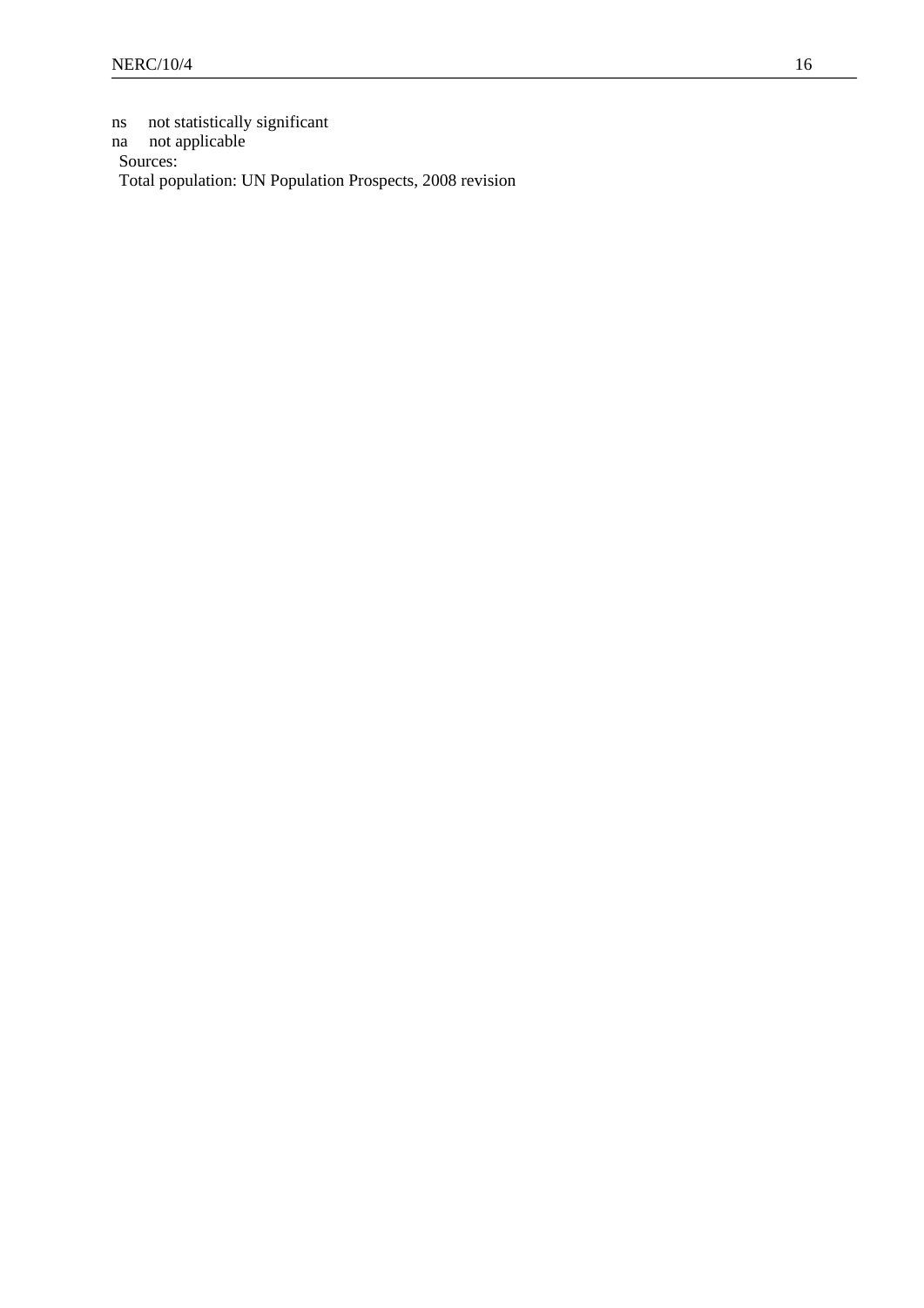ns not statistically significant

na not applicable

Sources:

Total population: UN Population Prospects, 2008 revision